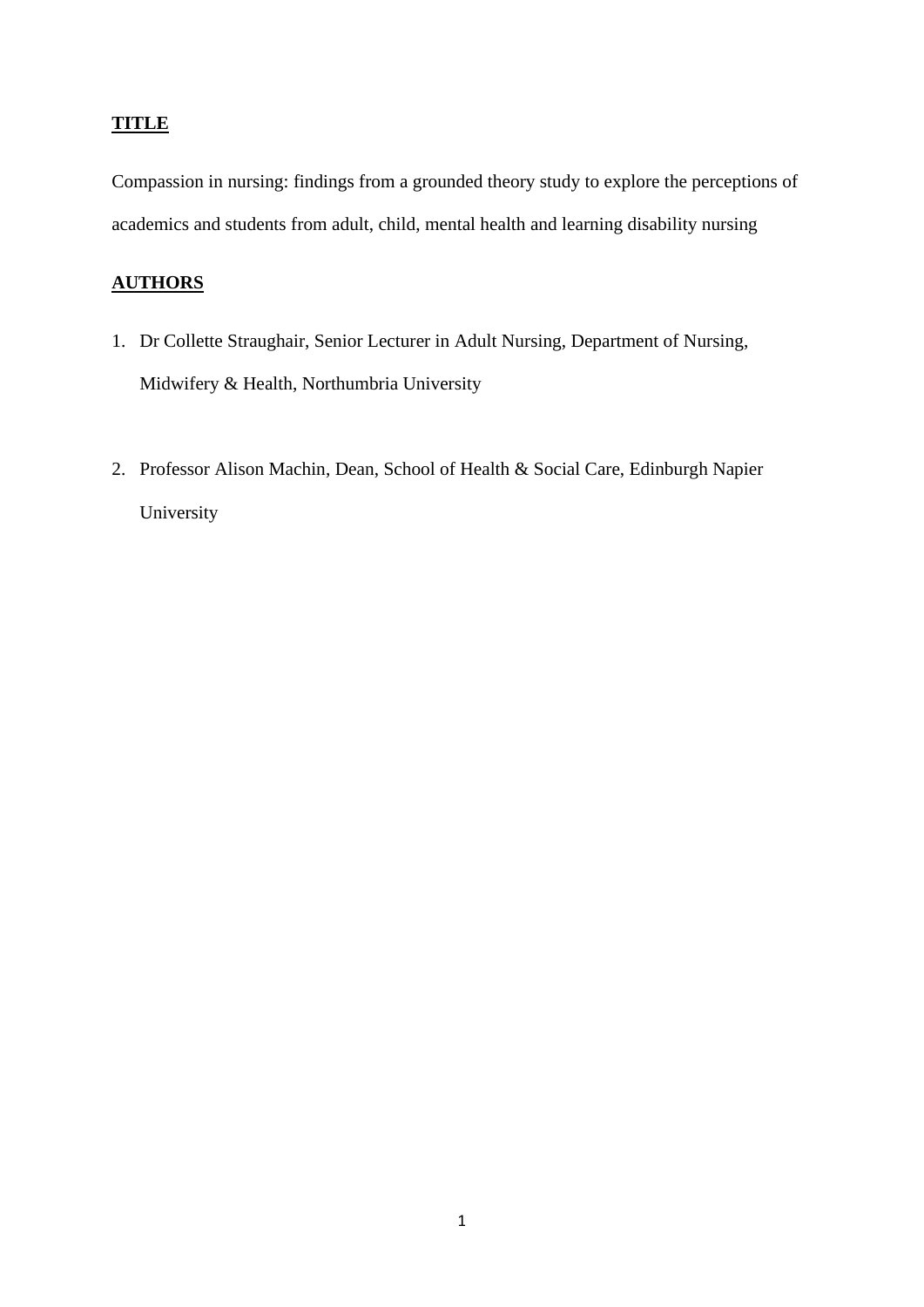## TITLE

Compassion in nursing: findings from a grounded theory study to explore the perceptions of academics and students from adult, child, mental health and learning disability nursing

## AUTHORS

1. Dr Collette Straughair, Senior Lecturer in Adult Nursing, Department of Nursing, Midwifery & Health, Northumbria University

2. Professor Alison Machin, Dean, School of Health & Social Care, Edinburgh Napier University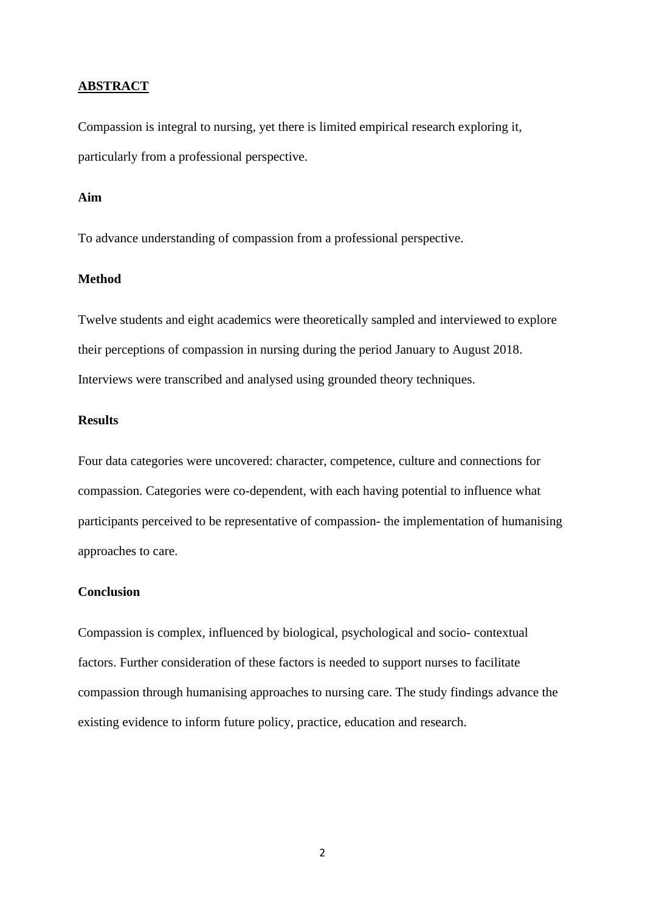## ABSTRACT

Compassion is integral to nursing, yet there is limited empirical research exploring it, particularly from a professional perspective.

### Aim

To advance understanding of compassion from a professional perspective.

### Method

Twelve students and eight academics were theoretically sampled and interviewed to explore their perceptions of compassion in nursing during the period January to August 2018. Interviews were transcribed and analysed using grounded theory techniques.

### Results

Four data categories were uncovered: character, competence, culture and connections for compassion. Categories were co-dependent, with each having potential to influence what participants perceived to be representative of compassion- the implementation of humanising approaches to care.

### Conclusion

Compassion is complex, influenced by biological, psychological and socio- contextual factors. Further consideration of these factors is needed to support nurses to facilitate compassion through humanising approaches to nursing care. The study findings advance the existing evidence to inform future policy, practice, education and research.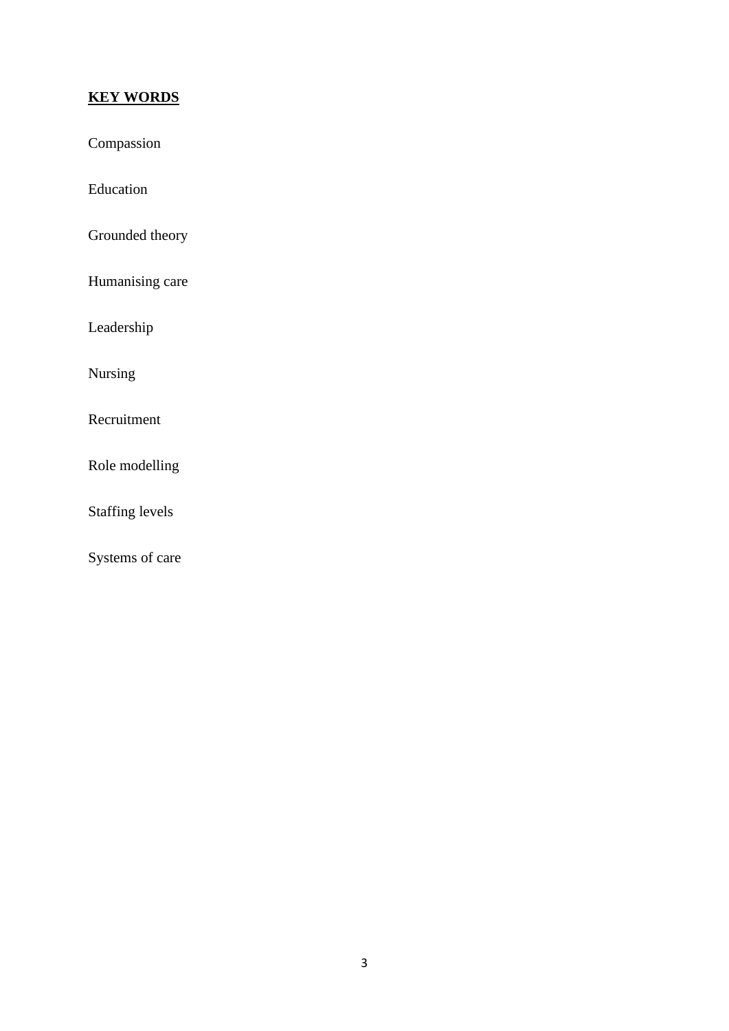## **KEY WORDS**

Compassion

Education

Grounded theory

Humanising care

Leadership

Nursing

Recruitment

Role modelling

Staffing levels

Systems of care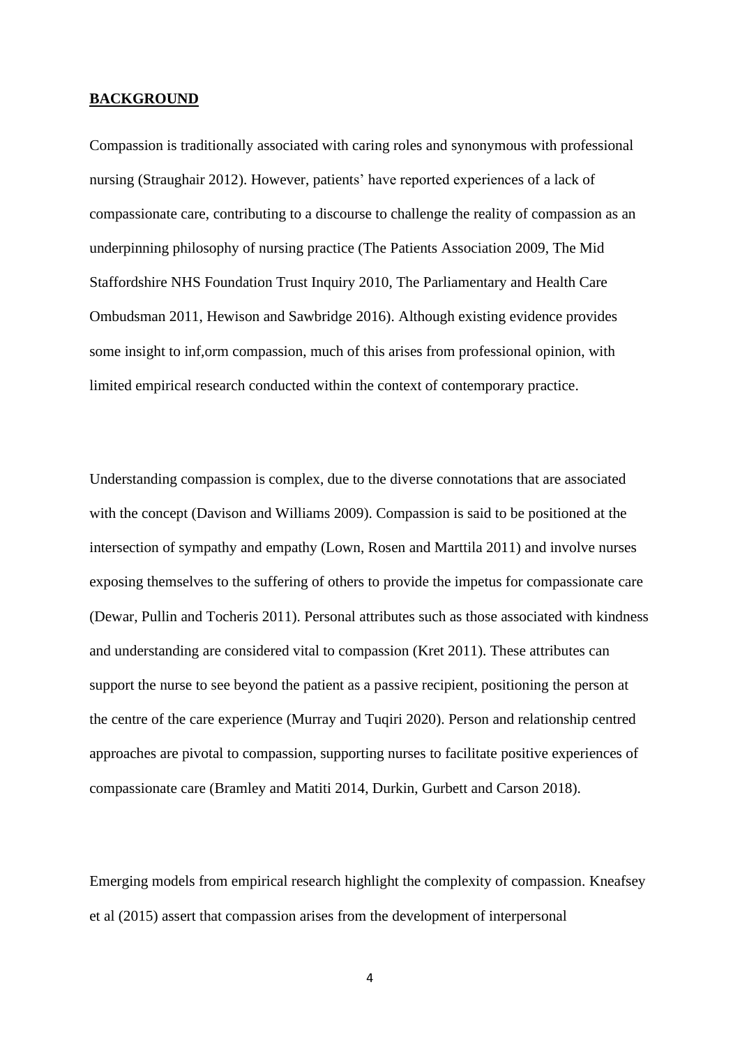## **BACKGROUND**

Compassion is traditionally associated with caring roles and synonymous with professional nursing (Straughair 2012). However, patients' have reported experiences of a lack of compassionate care, contributing to a discourse to challenge the reality of compassion as an underpinning philosophy of nursing practice (The Patients Association 2009, The Mid Staffordshire NHS Foundation Trust Inquiry 2010, The Parliamentary and Health Care Ombudsman 2011, Hewison and Sawbridge 2016). Although existing evidence provides some insight to inf,orm compassion, much of this arises from professional opinion, with limited empirical research conducted within the context of contemporary practice.

Understanding compassion is complex, due to the diverse connotations that are associated with the concept (Davison and Williams 2009). Compassion is said to be positioned at the intersection of sympathy and empathy (Lown, Rosen and Marttila 2011) and involve nurses exposing themselves to the suffering of others to provide the impetus for compassionate care (Dewar, Pullin and Tocheris 2011). Personal attributes such as those associated with kindness and understanding are considered vital to compassion (Kret 2011). These attributes can support the nurse to see beyond the patient as a passive recipient, positioning the person at the centre of the care experience (Murray and Tuqiri 2020). Person and relationship centred approaches are pivotal to compassion, supporting nurses to facilitate positive experiences of compassionate care (Bramley and Matiti 2014, Durkin, Gurbett and Carson 2018).

Emerging models from empirical research highlight the complexity of compassion. Kneafsey et al (2015) assert that compassion arises from the development of interpersonal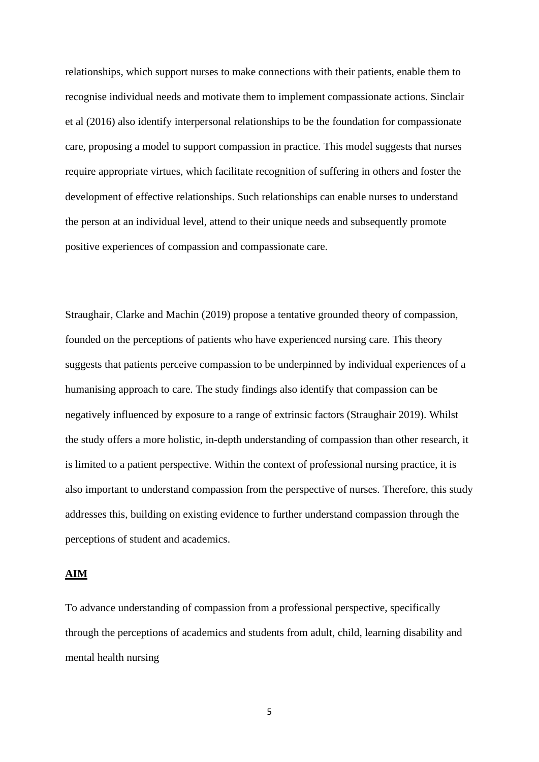relationships, which support nurses to make connections with their patients, enable them to recognise individual needs and motivate them to implement compassionate actions. Sinclair et al (2016) also identify interpersonal relationships to be the foundation for compassionate care, proposing a model to support compassion in practice. This model suggests that nurses require appropriate virtues, which facilitate recognition of suffering in others and foster the development of effective relationships. Such relationships can enable nurses to understand the person at an individual level, attend to their unique needs and subsequently promote positive experiences of compassion and compassionate care.

Straughair, Clarke and Machin (2019) propose a tentative grounded theory of compassion, founded on the perceptions of patients who have experienced nursing care. This theory suggests that patients perceive compassion to be underpinned by individual experiences of a humanising approach to care. The study findings also identify that compassion can be negatively influenced by exposure to a range of extrinsic factors (Straughair 2019). Whilst the study offers a more holistic, in-depth understanding of compassion than other research, it is limited to a patient perspective. Within the context of professional nursing practice, it is also important to understand compassion from the perspective of nurses. Therefore, this study addresses this, building on existing evidence to further understand compassion through the perceptions of student and academics.

## AIM

To advance understanding of compassion from a professional perspective, specifically through the perceptions of academics and students from adult, child, learning disability and mental health nursing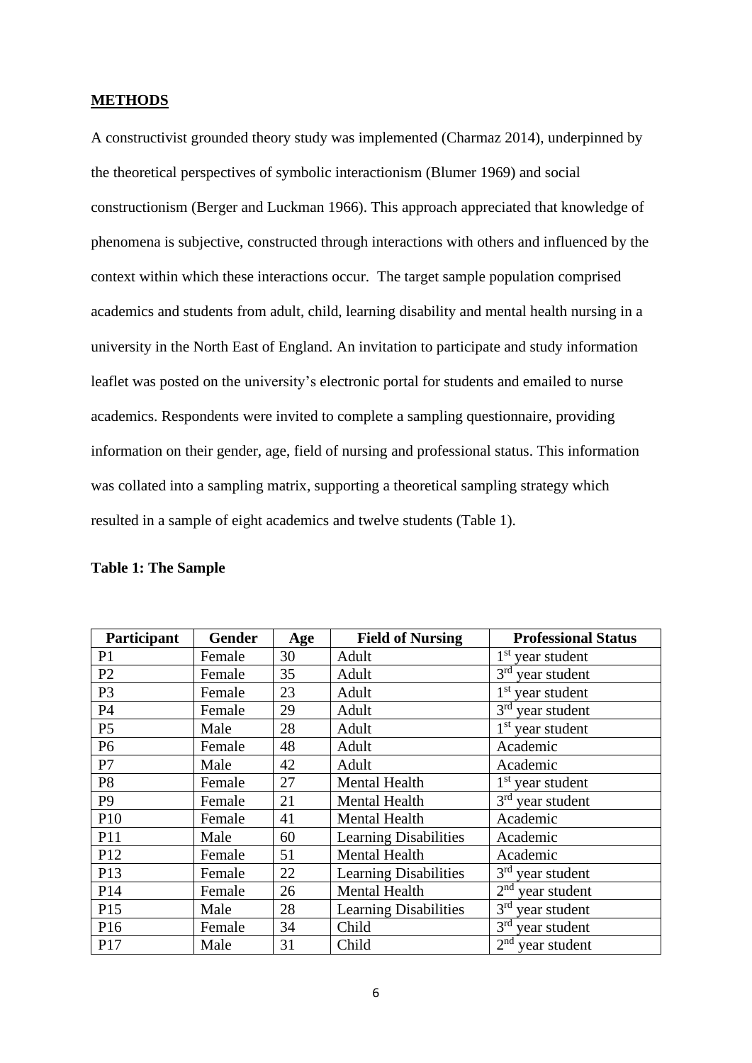## METHODS

A constructivist grounded theory study was implemented (Charmaz 2014), underpinned by the theoretical perspectives of symbolic interactionism (Blumer 1969) and social constructionism (Berger and Luckman 1966). This approach appreciated that knowledge of phenomena is subjective, constructed through interactions with others and influenced by the context within which these interactions occur. The target sample population comprised academics and students from adult, child, learning disability and mental health nursing in a university in the North East of England. An invitation to participate and study information leaflet was posted on the university's electronic portal for students and emailed to nurse academics. Respondents were invited to complete a sampling questionnaire, providing information on their gender, age, field of nursing and professional status. This information was collated into a sampling matrix, supporting a theoretical sampling strategy which resulted in a sample of eight academics and twelve students (Table 1).

**Table 1: The Sample**

| Participant | Gender | Age | Field of Nursing | Professional Status |
|---|---|---|---|---|
| P1 | Female | 30 | Adult | 1st year student |
| P2 | Female | 35 | Adult | 3rd year student |
| P3 | Female | 23 | Adult | 1st year student |
| P4 | Female | 29 | Adult | 3rd year student |
| P5 | Male | 28 | Adult | 1st year student |
| P6 | Female | 48 | Adult | Academic |
| P7 | Male | 42 | Adult | Academic |
| P8 | Female | 27 | Mental Health | 1st year student |
| P9 | Female | 21 | Mental Health | 3rd year student |
| P10 | Female | 41 | Mental Health | Academic |
| P11 | Male | 60 | Learning Disabilities | Academic |
| P12 | Female | 51 | Mental Health | Academic |
| P13 | Female | 22 | Learning Disabilities | 3rd year student |
| P14 | Female | 26 | Mental Health | 2nd year student |
| P15 | Male | 28 | Learning Disabilities | 3rd year student |
| P16 | Female | 34 | Child | 3rd year student |
| P17 | Male | 31 | Child | 2nd year student |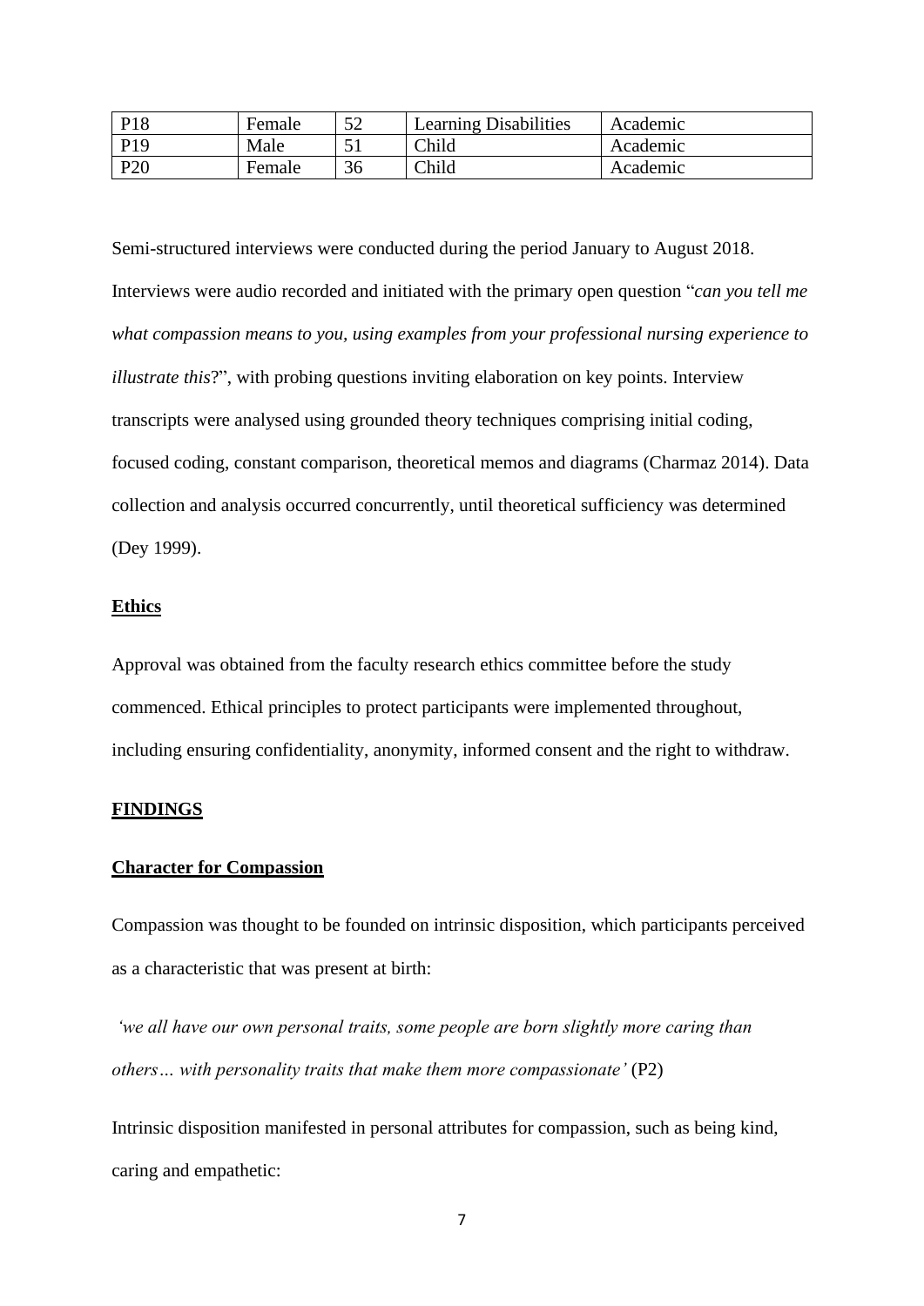| P18 | Female | 52 | Learning Disabilities | Academic |
|---|---|---|---|---|
| P19 | Male | 51 | Child | Academic |
| P20 | Female | 36 | Child | Academic |

Semi-structured interviews were conducted during the period January to August 2018. Interviews were audio recorded and initiated with the primary open question "*can you tell me what compassion means to you, using examples from your professional nursing experience to illustrate this*?", with probing questions inviting elaboration on key points. Interview transcripts were analysed using grounded theory techniques comprising initial coding, focused coding, constant comparison, theoretical memos and diagrams (Charmaz 2014). Data collection and analysis occurred concurrently, until theoretical sufficiency was determined (Dey 1999).

## Ethics

Approval was obtained from the faculty research ethics committee before the study commenced. Ethical principles to protect participants were implemented throughout, including ensuring confidentiality, anonymity, informed consent and the right to withdraw.

## FINDINGS

### Character for Compassion

Compassion was thought to be founded on intrinsic disposition, which participants perceived as a characteristic that was present at birth:

*'we all have our own personal traits, some people are born slightly more caring than others… with personality traits that make them more compassionate'* (P2)

Intrinsic disposition manifested in personal attributes for compassion, such as being kind, caring and empathetic: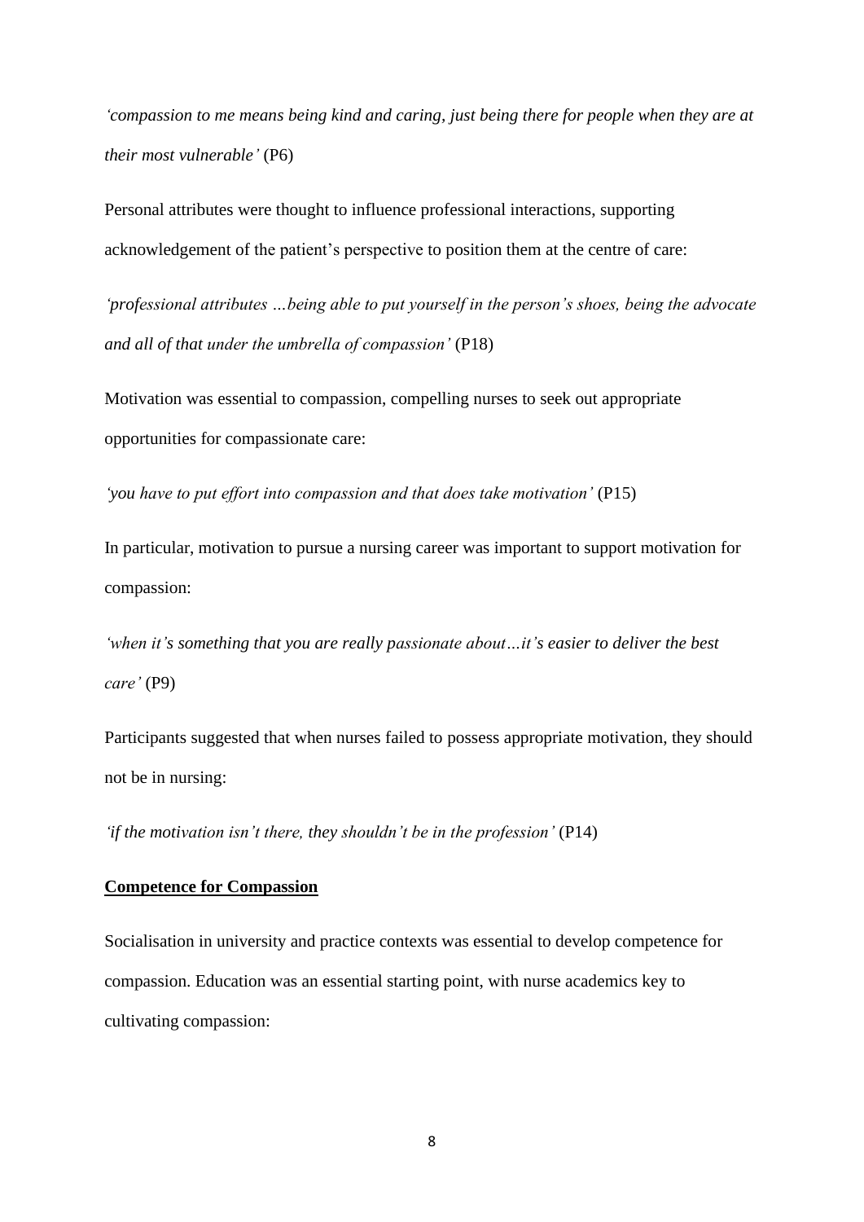*'compassion to me means being kind and caring, just being there for people when they are at their most vulnerable'* (P6)

Personal attributes were thought to influence professional interactions, supporting acknowledgement of the patient's perspective to position them at the centre of care:

*'professional attributes …being able to put yourself in the person's shoes, being the advocate and all of that under the umbrella of compassion'* (P18)

Motivation was essential to compassion, compelling nurses to seek out appropriate opportunities for compassionate care:

*'you have to put effort into compassion and that does take motivation'* (P15)

In particular, motivation to pursue a nursing career was important to support motivation for compassion:

*'when it's something that you are really passionate about…it's easier to deliver the best care'* (P9)

Participants suggested that when nurses failed to possess appropriate motivation, they should not be in nursing:

*'if the motivation isn't there, they shouldn't be in the profession'* (P14)

## Competence for Compassion

Socialisation in university and practice contexts was essential to develop competence for compassion. Education was an essential starting point, with nurse academics key to cultivating compassion: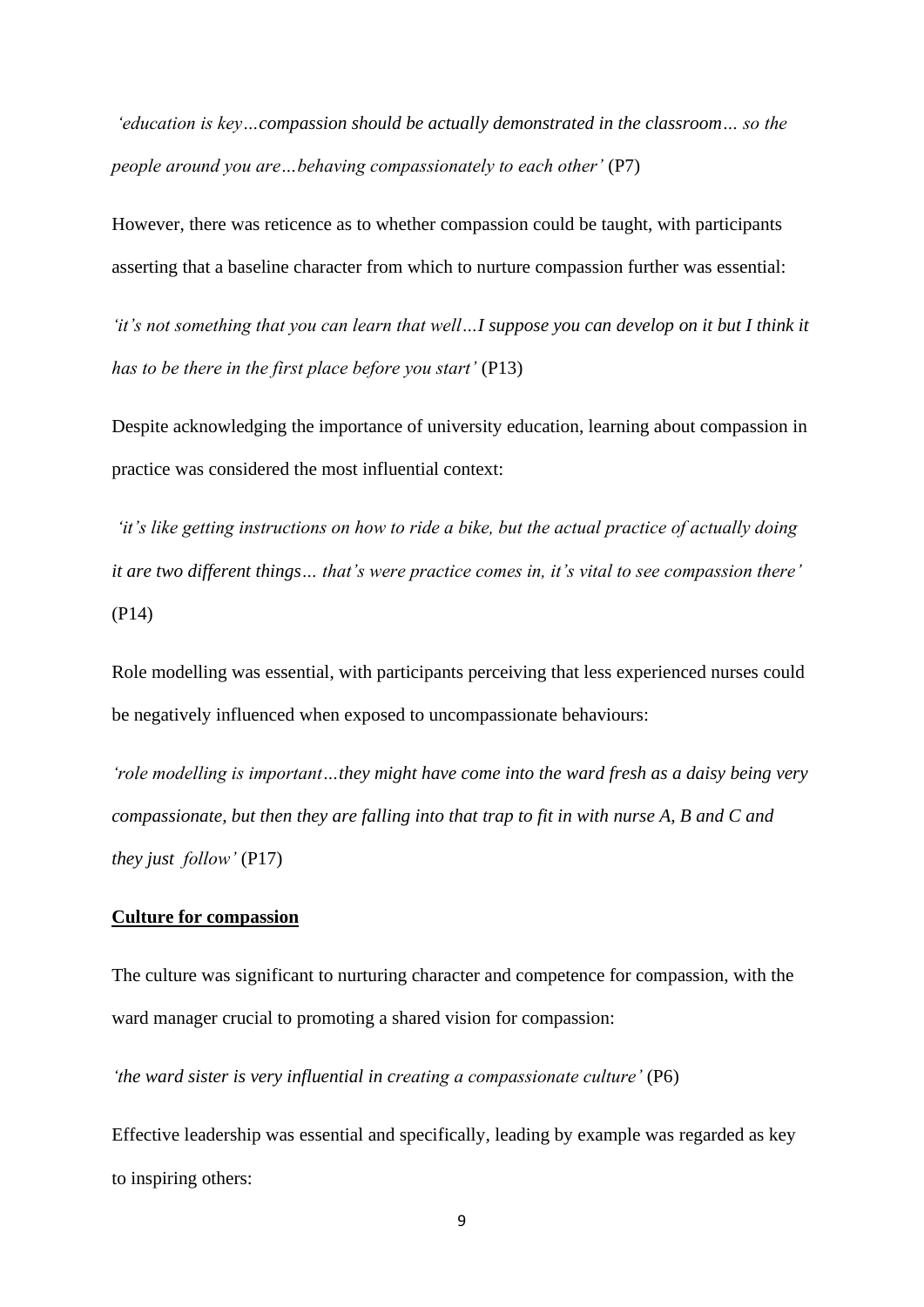*'education is key…compassion should be actually demonstrated in the classroom… so the people around you are…behaving compassionately to each other'* (P7)

However, there was reticence as to whether compassion could be taught, with participants asserting that a baseline character from which to nurture compassion further was essential:

*'it's not something that you can learn that well…I suppose you can develop on it but I think it has to be there in the first place before you start'* (P13)

Despite acknowledging the importance of university education, learning about compassion in practice was considered the most influential context:

*'it's like getting instructions on how to ride a bike, but the actual practice of actually doing it are two different things… that's were practice comes in, it's vital to see compassion there'* (P14)

Role modelling was essential, with participants perceiving that less experienced nurses could be negatively influenced when exposed to uncompassionate behaviours:

*'role modelling is important…they might have come into the ward fresh as a daisy being very compassionate, but then they are falling into that trap to fit in with nurse A, B and C and they just follow'* (P17)

### **Culture for compassion**

The culture was significant to nurturing character and competence for compassion, with the ward manager crucial to promoting a shared vision for compassion:

*'the ward sister is very influential in creating a compassionate culture'* (P6)

Effective leadership was essential and specifically, leading by example was regarded as key to inspiring others: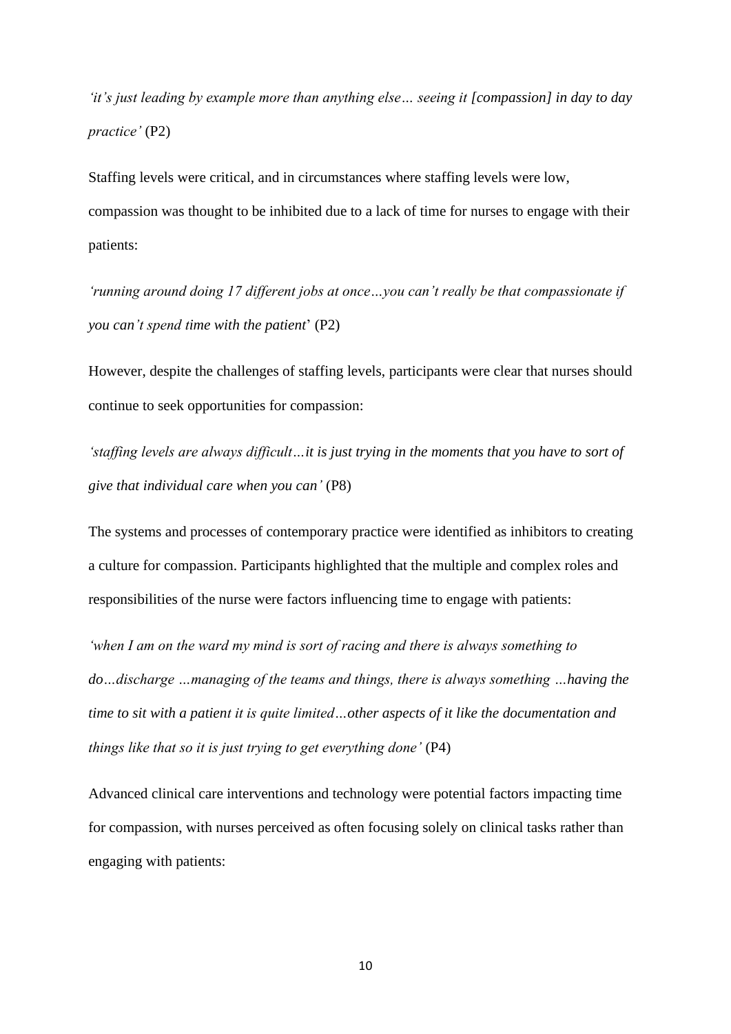*'it's just leading by example more than anything else… seeing it [compassion] in day to day practice'* (P2)

Staffing levels were critical, and in circumstances where staffing levels were low, compassion was thought to be inhibited due to a lack of time for nurses to engage with their patients:

*'running around doing 17 different jobs at once…you can't really be that compassionate if you can't spend time with the patient*' (P2)

However, despite the challenges of staffing levels, participants were clear that nurses should continue to seek opportunities for compassion:

*'staffing levels are always difficult…it is just trying in the moments that you have to sort of give that individual care when you can'* (P8)

The systems and processes of contemporary practice were identified as inhibitors to creating a culture for compassion. Participants highlighted that the multiple and complex roles and responsibilities of the nurse were factors influencing time to engage with patients:

*'when I am on the ward my mind is sort of racing and there is always something to do…discharge …managing of the teams and things, there is always something …having the time to sit with a patient it is quite limited…other aspects of it like the documentation and things like that so it is just trying to get everything done'* (P4)

Advanced clinical care interventions and technology were potential factors impacting time for compassion, with nurses perceived as often focusing solely on clinical tasks rather than engaging with patients: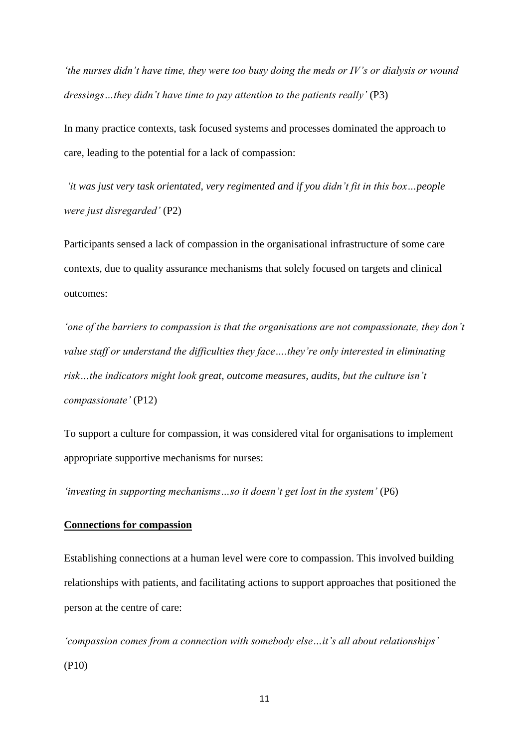*'the nurses didn't have time, they were too busy doing the meds or IV's or dialysis or wound dressings…they didn't have time to pay attention to the patients really'* (P3)

In many practice contexts, task focused systems and processes dominated the approach to care, leading to the potential for a lack of compassion:

*'it was just very task orientated, very regimented and if you didn't fit in this box…people were just disregarded'* (P2)

Participants sensed a lack of compassion in the organisational infrastructure of some care contexts, due to quality assurance mechanisms that solely focused on targets and clinical outcomes:

*'one of the barriers to compassion is that the organisations are not compassionate, they don't value staff or understand the difficulties they face….they're only interested in eliminating risk…the indicators might look great, outcome measures, audits, but the culture isn't compassionate'* (P12)

To support a culture for compassion, it was considered vital for organisations to implement appropriate supportive mechanisms for nurses:

*'investing in supporting mechanisms…so it doesn't get lost in the system'* (P6)

**Connections for compassion**

Establishing connections at a human level were core to compassion. This involved building relationships with patients, and facilitating actions to support approaches that positioned the person at the centre of care:

*'compassion comes from a connection with somebody else…it's all about relationships'* (P10)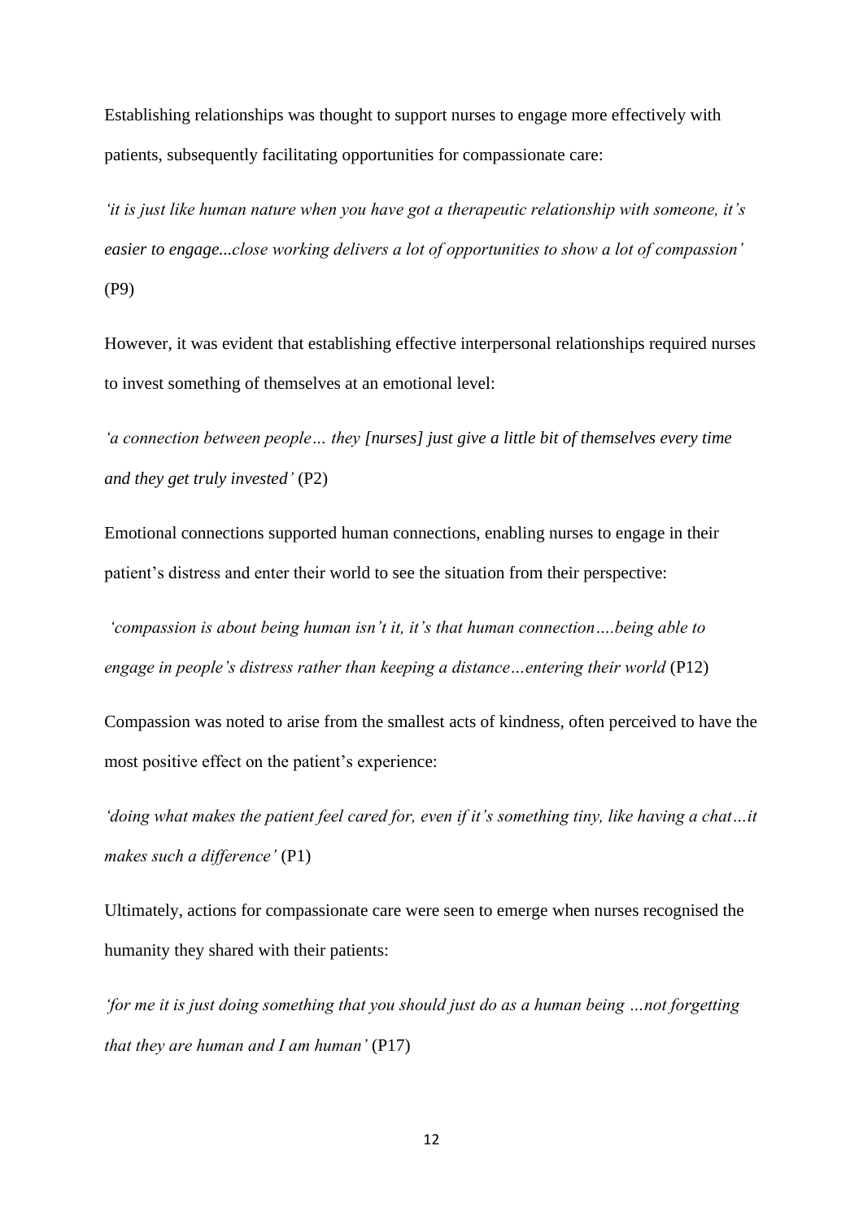Establishing relationships was thought to support nurses to engage more effectively with patients, subsequently facilitating opportunities for compassionate care:

*'it is just like human nature when you have got a therapeutic relationship with someone, it's easier to engage...close working delivers a lot of opportunities to show a lot of compassion'* (P9)

However, it was evident that establishing effective interpersonal relationships required nurses to invest something of themselves at an emotional level:

*'a connection between people… they [nurses] just give a little bit of themselves every time and they get truly invested'* (P2)

Emotional connections supported human connections, enabling nurses to engage in their patient's distress and enter their world to see the situation from their perspective:

*'compassion is about being human isn't it, it's that human connection….being able to engage in people's distress rather than keeping a distance…entering their world* (P12)

Compassion was noted to arise from the smallest acts of kindness, often perceived to have the most positive effect on the patient's experience:

*'doing what makes the patient feel cared for, even if it's something tiny, like having a chat…it makes such a difference'* (P1)

Ultimately, actions for compassionate care were seen to emerge when nurses recognised the humanity they shared with their patients:

*'for me it is just doing something that you should just do as a human being …not forgetting that they are human and I am human'* (P17)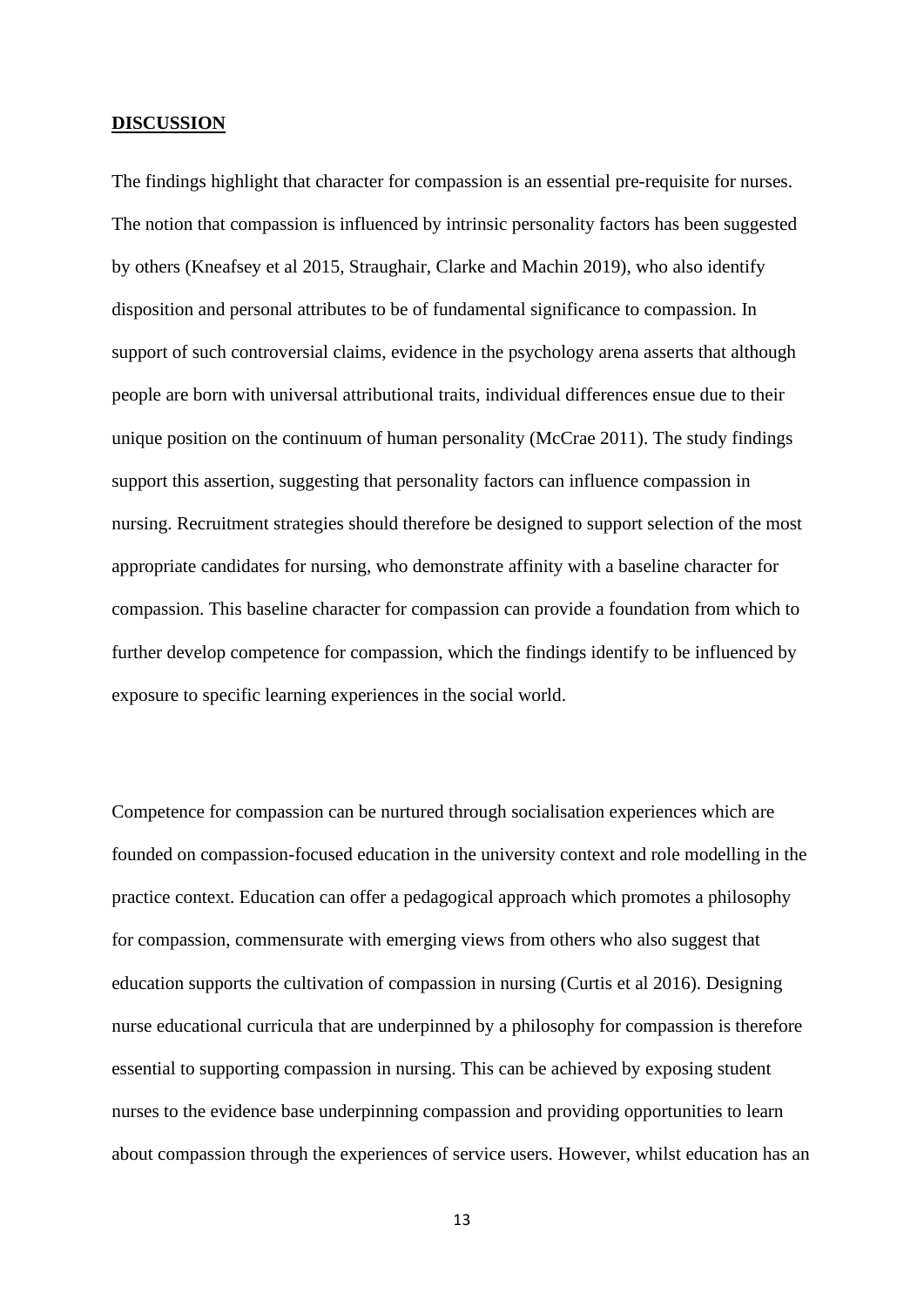**DISCUSSION**

The findings highlight that character for compassion is an essential pre-requisite for nurses. The notion that compassion is influenced by intrinsic personality factors has been suggested by others (Kneafsey et al 2015, Straughair, Clarke and Machin 2019), who also identify disposition and personal attributes to be of fundamental significance to compassion. In support of such controversial claims, evidence in the psychology arena asserts that although people are born with universal attributional traits, individual differences ensue due to their unique position on the continuum of human personality (McCrae 2011). The study findings support this assertion, suggesting that personality factors can influence compassion in nursing. Recruitment strategies should therefore be designed to support selection of the most appropriate candidates for nursing, who demonstrate affinity with a baseline character for compassion. This baseline character for compassion can provide a foundation from which to further develop competence for compassion, which the findings identify to be influenced by exposure to specific learning experiences in the social world.

Competence for compassion can be nurtured through socialisation experiences which are founded on compassion-focused education in the university context and role modelling in the practice context. Education can offer a pedagogical approach which promotes a philosophy for compassion, commensurate with emerging views from others who also suggest that education supports the cultivation of compassion in nursing (Curtis et al 2016). Designing nurse educational curricula that are underpinned by a philosophy for compassion is therefore essential to supporting compassion in nursing. This can be achieved by exposing student nurses to the evidence base underpinning compassion and providing opportunities to learn about compassion through the experiences of service users. However, whilst education has an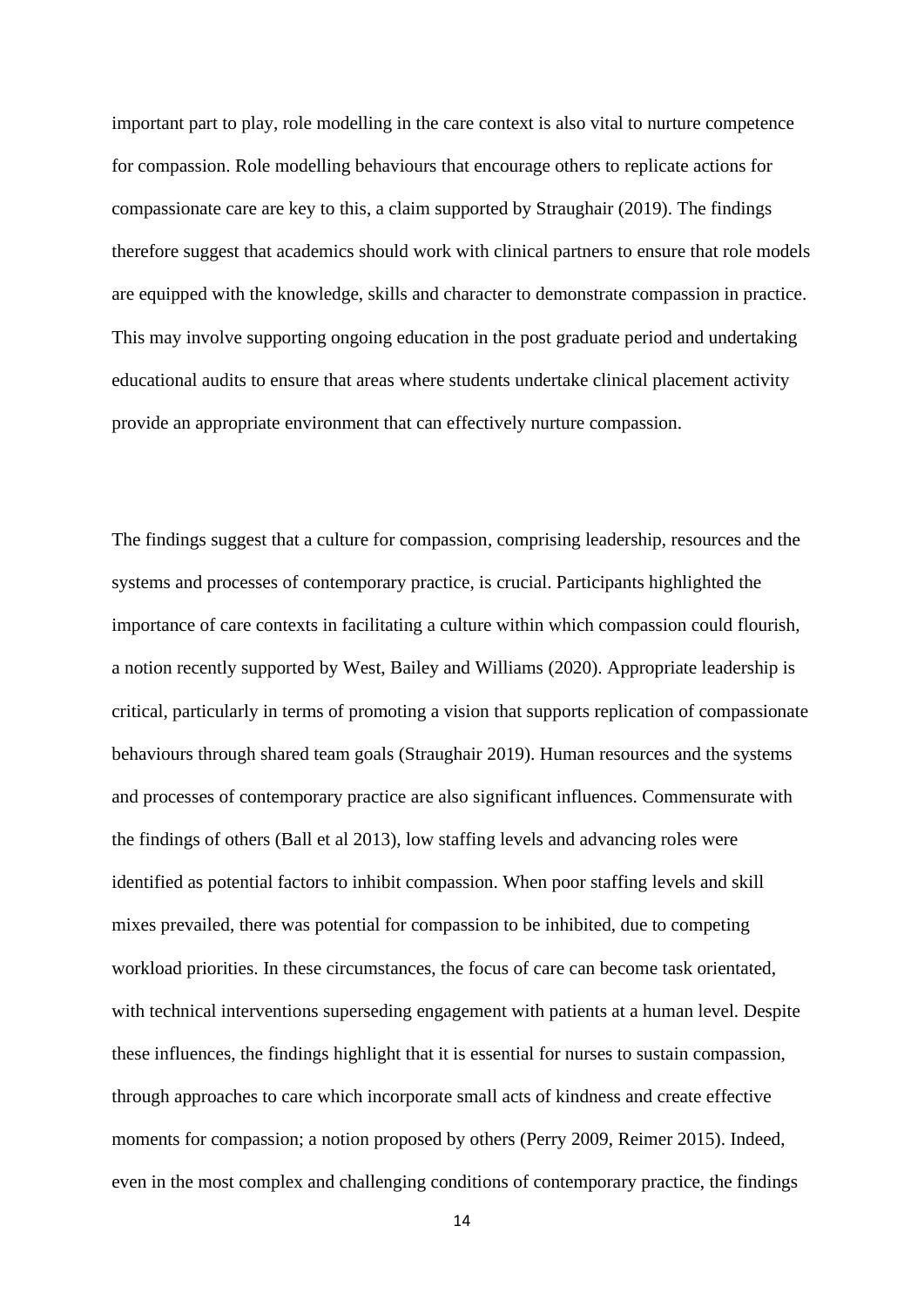important part to play, role modelling in the care context is also vital to nurture competence for compassion. Role modelling behaviours that encourage others to replicate actions for compassionate care are key to this, a claim supported by Straughair (2019). The findings therefore suggest that academics should work with clinical partners to ensure that role models are equipped with the knowledge, skills and character to demonstrate compassion in practice. This may involve supporting ongoing education in the post graduate period and undertaking educational audits to ensure that areas where students undertake clinical placement activity provide an appropriate environment that can effectively nurture compassion.

The findings suggest that a culture for compassion, comprising leadership, resources and the systems and processes of contemporary practice, is crucial. Participants highlighted the importance of care contexts in facilitating a culture within which compassion could flourish, a notion recently supported by West, Bailey and Williams (2020). Appropriate leadership is critical, particularly in terms of promoting a vision that supports replication of compassionate behaviours through shared team goals (Straughair 2019). Human resources and the systems and processes of contemporary practice are also significant influences. Commensurate with the findings of others (Ball et al 2013), low staffing levels and advancing roles were identified as potential factors to inhibit compassion. When poor staffing levels and skill mixes prevailed, there was potential for compassion to be inhibited, due to competing workload priorities. In these circumstances, the focus of care can become task orientated, with technical interventions superseding engagement with patients at a human level. Despite these influences, the findings highlight that it is essential for nurses to sustain compassion, through approaches to care which incorporate small acts of kindness and create effective moments for compassion; a notion proposed by others (Perry 2009, Reimer 2015). Indeed, even in the most complex and challenging conditions of contemporary practice, the findings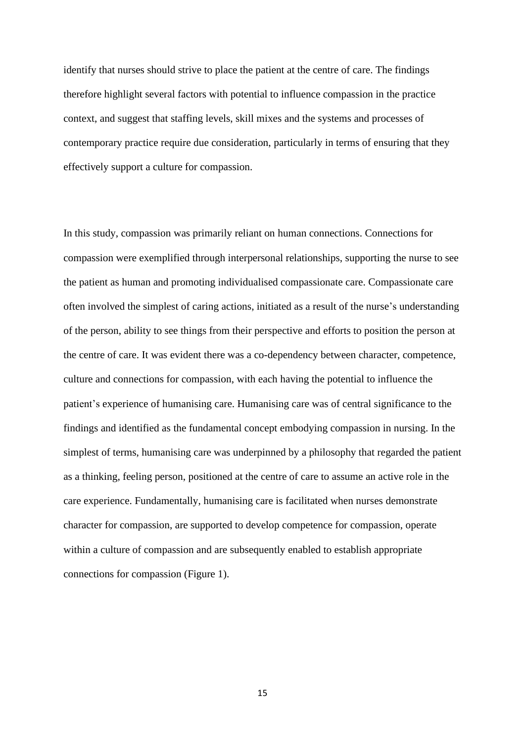identify that nurses should strive to place the patient at the centre of care. The findings therefore highlight several factors with potential to influence compassion in the practice context, and suggest that staffing levels, skill mixes and the systems and processes of contemporary practice require due consideration, particularly in terms of ensuring that they effectively support a culture for compassion.

In this study, compassion was primarily reliant on human connections. Connections for compassion were exemplified through interpersonal relationships, supporting the nurse to see the patient as human and promoting individualised compassionate care. Compassionate care often involved the simplest of caring actions, initiated as a result of the nurse's understanding of the person, ability to see things from their perspective and efforts to position the person at the centre of care. It was evident there was a co-dependency between character, competence, culture and connections for compassion, with each having the potential to influence the patient's experience of humanising care. Humanising care was of central significance to the findings and identified as the fundamental concept embodying compassion in nursing. In the simplest of terms, humanising care was underpinned by a philosophy that regarded the patient as a thinking, feeling person, positioned at the centre of care to assume an active role in the care experience. Fundamentally, humanising care is facilitated when nurses demonstrate character for compassion, are supported to develop competence for compassion, operate within a culture of compassion and are subsequently enabled to establish appropriate connections for compassion (Figure 1).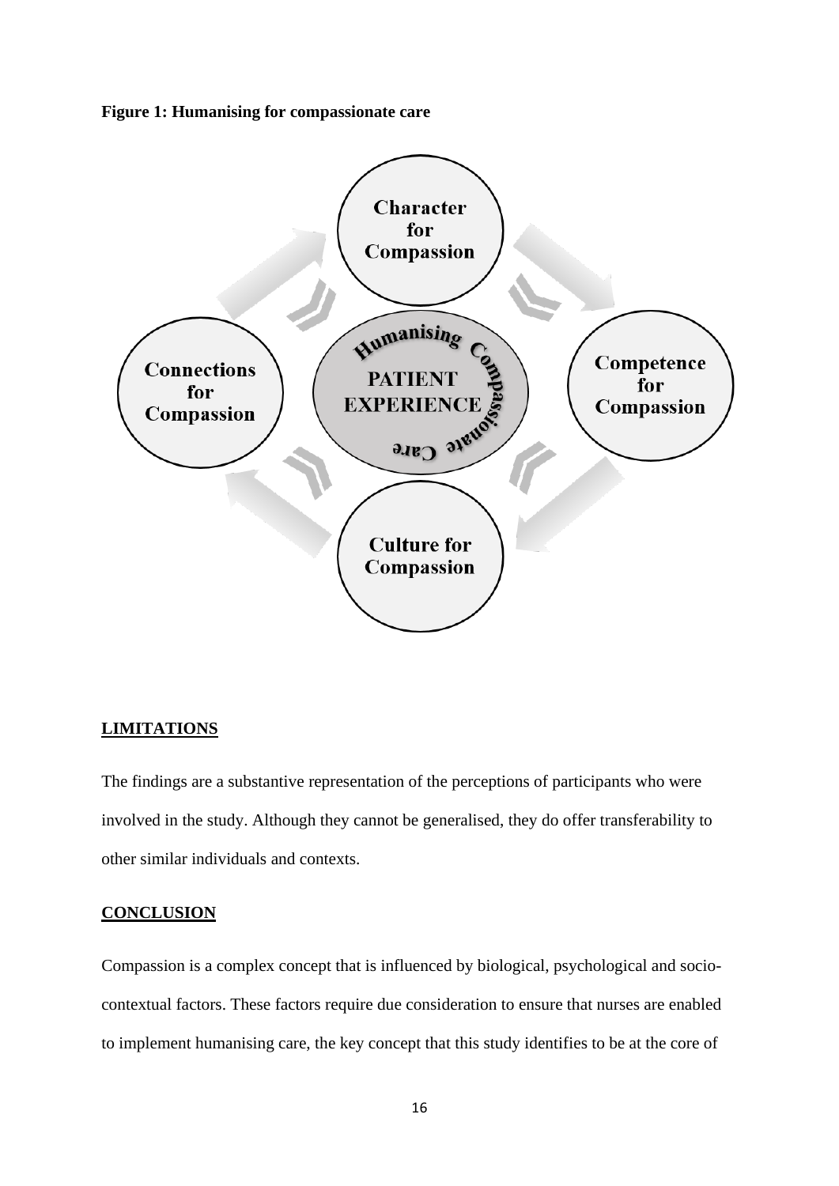**Figure 1: Humanising for compassionate care**

Character for Compassion

Competence for Compassion

Culture for Compassion

Connections for Compassion

Humanising Compassionate Care

PATIENT EXPERIENCE

## LIMITATIONS

The findings are a substantive representation of the perceptions of participants who were involved in the study. Although they cannot be generalised, they do offer transferability to other similar individuals and contexts.

## CONCLUSION

Compassion is a complex concept that is influenced by biological, psychological and socio-contextual factors. These factors require due consideration to ensure that nurses are enabled to implement humanising care, the key concept that this study identifies to be at the core of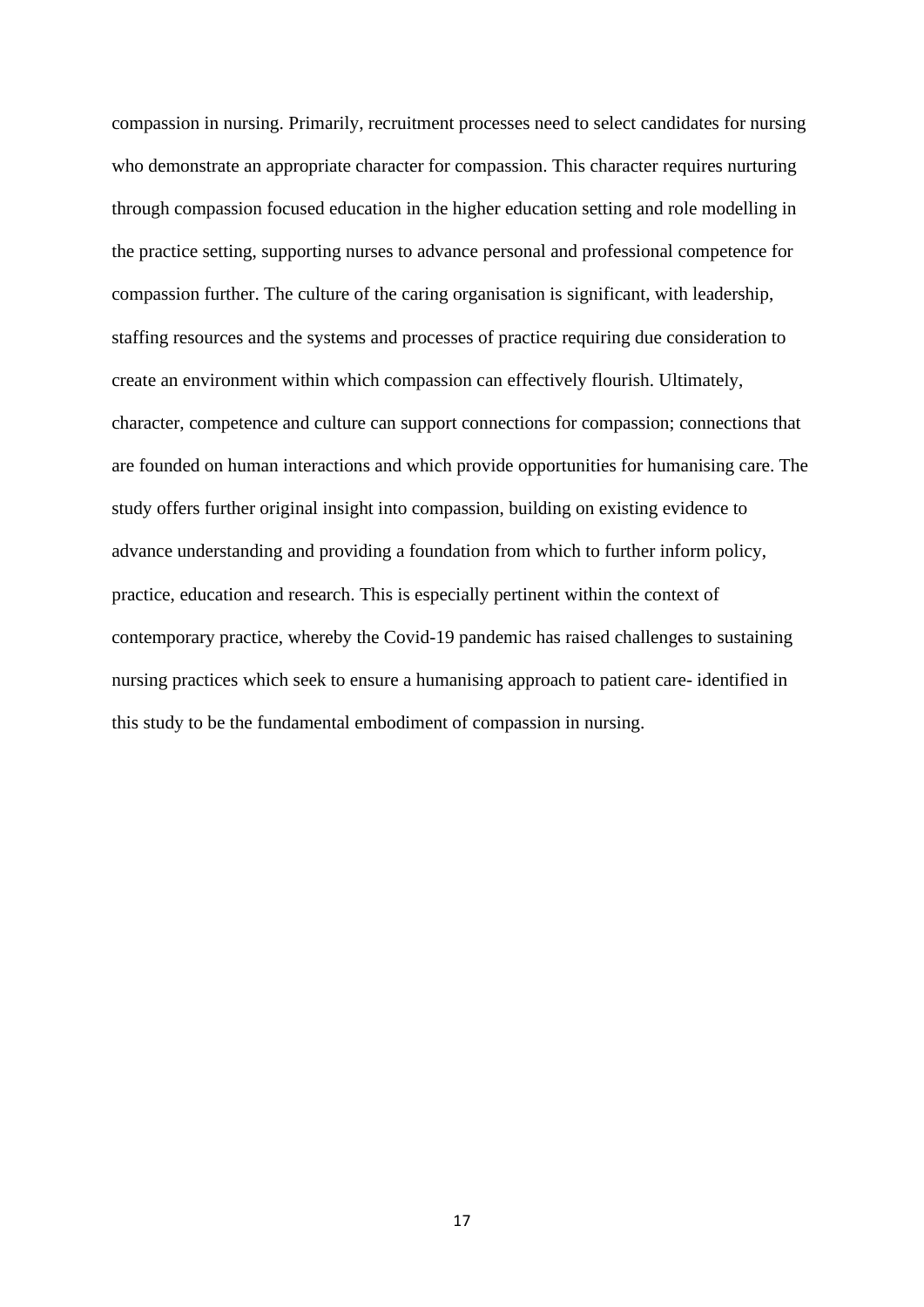compassion in nursing. Primarily, recruitment processes need to select candidates for nursing who demonstrate an appropriate character for compassion. This character requires nurturing through compassion focused education in the higher education setting and role modelling in the practice setting, supporting nurses to advance personal and professional competence for compassion further. The culture of the caring organisation is significant, with leadership, staffing resources and the systems and processes of practice requiring due consideration to create an environment within which compassion can effectively flourish. Ultimately, character, competence and culture can support connections for compassion; connections that are founded on human interactions and which provide opportunities for humanising care. The study offers further original insight into compassion, building on existing evidence to advance understanding and providing a foundation from which to further inform policy, practice, education and research. This is especially pertinent within the context of contemporary practice, whereby the Covid-19 pandemic has raised challenges to sustaining nursing practices which seek to ensure a humanising approach to patient care- identified in this study to be the fundamental embodiment of compassion in nursing.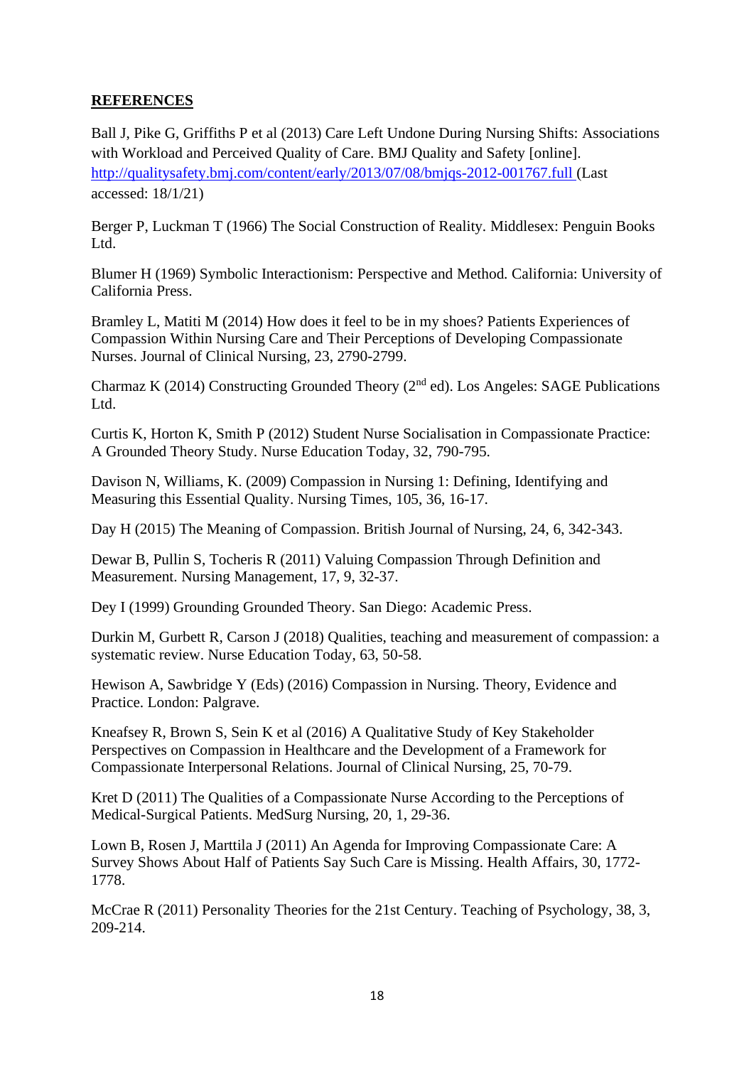**REFERENCES**

Ball J, Pike G, Griffiths P et al (2013) Care Left Undone During Nursing Shifts: Associations with Workload and Perceived Quality of Care. BMJ Quality and Safety [online]. http://qualitysafety.bmj.com/content/early/2013/07/08/bmjqs-2012-001767.full (Last accessed: 18/1/21)

Berger P, Luckman T (1966) The Social Construction of Reality. Middlesex: Penguin Books Ltd.

Blumer H (1969) Symbolic Interactionism: Perspective and Method. California: University of California Press.

Bramley L, Matiti M (2014) How does it feel to be in my shoes? Patients Experiences of Compassion Within Nursing Care and Their Perceptions of Developing Compassionate Nurses. Journal of Clinical Nursing, 23, 2790-2799.

Charmaz K (2014) Constructing Grounded Theory (2nd ed). Los Angeles: SAGE Publications Ltd.

Curtis K, Horton K, Smith P (2012) Student Nurse Socialisation in Compassionate Practice: A Grounded Theory Study. Nurse Education Today, 32, 790-795.

Davison N, Williams, K. (2009) Compassion in Nursing 1: Defining, Identifying and Measuring this Essential Quality. Nursing Times, 105, 36, 16-17.

Day H (2015) The Meaning of Compassion. British Journal of Nursing, 24, 6, 342-343.

Dewar B, Pullin S, Tocheris R (2011) Valuing Compassion Through Definition and Measurement. Nursing Management, 17, 9, 32-37.

Dey I (1999) Grounding Grounded Theory. San Diego: Academic Press.

Durkin M, Gurbett R, Carson J (2018) Qualities, teaching and measurement of compassion: a systematic review. Nurse Education Today, 63, 50-58.

Hewison A, Sawbridge Y (Eds) (2016) Compassion in Nursing. Theory, Evidence and Practice. London: Palgrave.

Kneafsey R, Brown S, Sein K et al (2016) A Qualitative Study of Key Stakeholder Perspectives on Compassion in Healthcare and the Development of a Framework for Compassionate Interpersonal Relations. Journal of Clinical Nursing, 25, 70-79.

Kret D (2011) The Qualities of a Compassionate Nurse According to the Perceptions of Medical-Surgical Patients. MedSurg Nursing, 20, 1, 29-36.

Lown B, Rosen J, Marttila J (2011) An Agenda for Improving Compassionate Care: A Survey Shows About Half of Patients Say Such Care is Missing. Health Affairs, 30, 1772-1778.

McCrae R (2011) Personality Theories for the 21st Century. Teaching of Psychology, 38, 3, 209-214.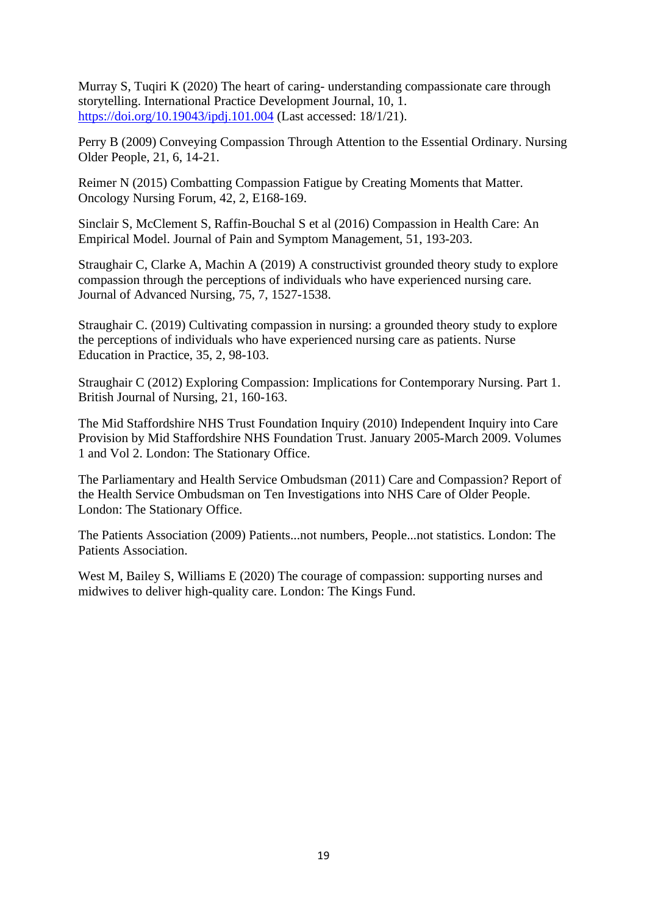Murray S, Tuqiri K (2020) The heart of caring- understanding compassionate care through storytelling. International Practice Development Journal, 10, 1. [https://doi.org/10.19043/ipdj.101.004](https://doi.org/10.19043/ipdj.101.004) (Last accessed: 18/1/21).

Perry B (2009) Conveying Compassion Through Attention to the Essential Ordinary. Nursing Older People, 21, 6, 14-21.

Reimer N (2015) Combatting Compassion Fatigue by Creating Moments that Matter. Oncology Nursing Forum, 42, 2, E168-169.

Sinclair S, McClement S, Raffin-Bouchal S et al (2016) Compassion in Health Care: An Empirical Model. Journal of Pain and Symptom Management, 51, 193-203.

Straughair C, Clarke A, Machin A (2019) A constructivist grounded theory study to explore compassion through the perceptions of individuals who have experienced nursing care. Journal of Advanced Nursing, 75, 7, 1527-1538.

Straughair C. (2019) Cultivating compassion in nursing: a grounded theory study to explore the perceptions of individuals who have experienced nursing care as patients. Nurse Education in Practice, 35, 2, 98-103.

Straughair C (2012) Exploring Compassion: Implications for Contemporary Nursing. Part 1. British Journal of Nursing, 21, 160-163.

The Mid Staffordshire NHS Trust Foundation Inquiry (2010) Independent Inquiry into Care Provision by Mid Staffordshire NHS Foundation Trust. January 2005-March 2009. Volumes 1 and Vol 2. London: The Stationary Office.

The Parliamentary and Health Service Ombudsman (2011) Care and Compassion? Report of the Health Service Ombudsman on Ten Investigations into NHS Care of Older People. London: The Stationary Office.

The Patients Association (2009) Patients...not numbers, People...not statistics. London: The Patients Association.

West M, Bailey S, Williams E (2020) The courage of compassion: supporting nurses and midwives to deliver high-quality care. London: The Kings Fund.